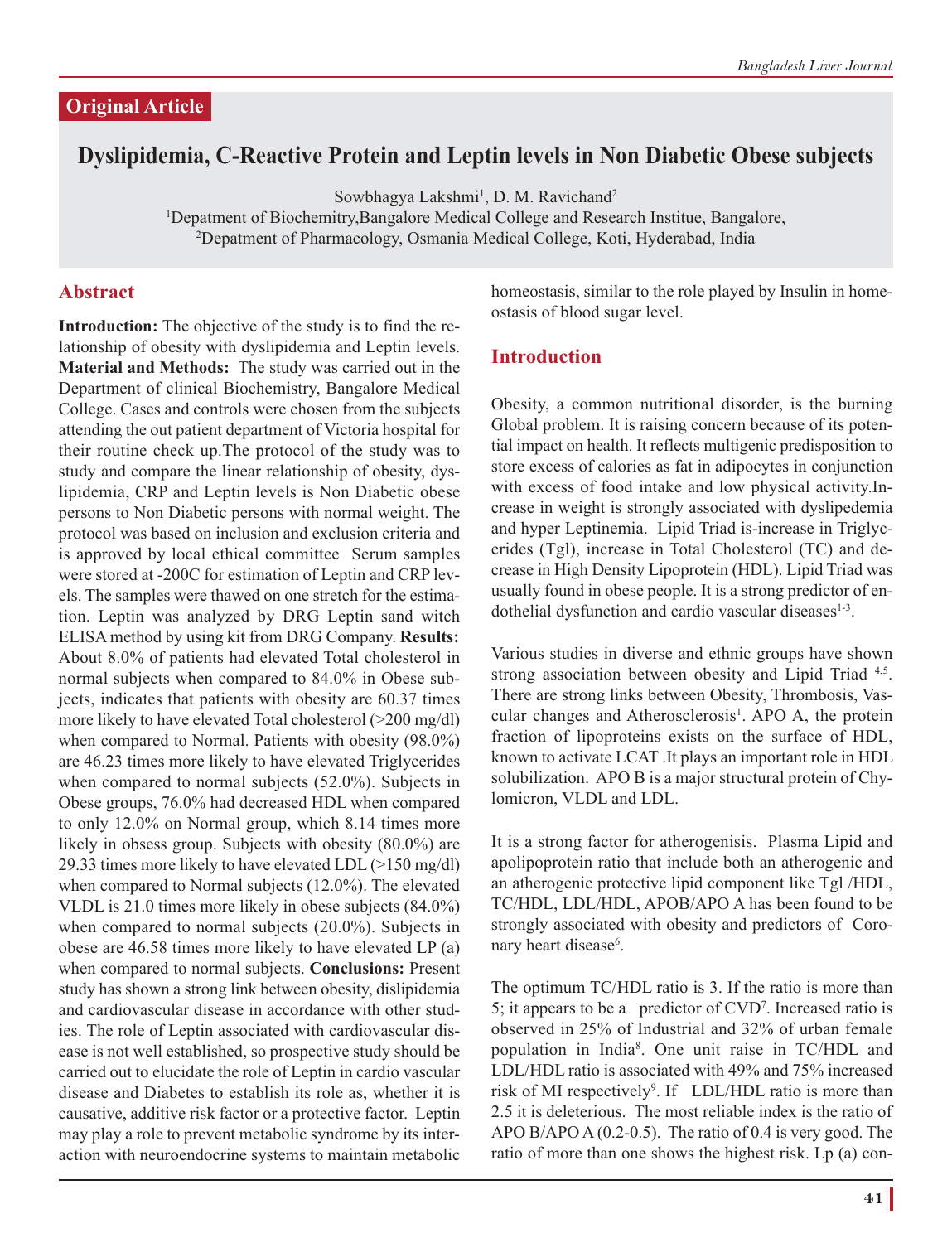## Original Article

# Dyslipidemia, C-Reactive Protein and Leptin levels in Non Diabetic Obese subjects

Sowbhagya Lakshmi[1], D. M. Ravichand[2]

[1]Depatment of Biochemitry,Bangalore Medical College and Research Institue, Bangalore,
[2]Depatment of Pharmacology, Osmania Medical College, Koti, Hyderabad, India

## Abstract

**Introduction:** The objective of the study is to find the relationship of obesity with dyslipidemia and Leptin levels. **Material and Methods:** The study was carried out in the Department of clinical Biochemistry, Bangalore Medical College. Cases and controls were chosen from the subjects attending the out patient department of Victoria hospital for their routine check up.The protocol of the study was to study and compare the linear relationship of obesity, dyslipidemia, CRP and Leptin levels is Non Diabetic obese persons to Non Diabetic persons with normal weight. The protocol was based on inclusion and exclusion criteria and is approved by local ethical committee Serum samples were stored at -200C for estimation of Leptin and CRP levels. The samples were thawed on one stretch for the estimation. Leptin was analyzed by DRG Leptin sand witch ELISA method by using kit from DRG Company. **Results:** About 8.0% of patients had elevated Total cholesterol in normal subjects when compared to 84.0% in Obese subjects, indicates that patients with obesity are 60.37 times more likely to have elevated Total cholesterol (>200 mg/dl) when compared to Normal. Patients with obesity (98.0%) are 46.23 times more likely to have elevated Triglycerides when compared to normal subjects (52.0%). Subjects in Obese groups, 76.0% had decreased HDL when compared to only 12.0% on Normal group, which 8.14 times more likely in obsess group. Subjects with obesity (80.0%) are 29.33 times more likely to have elevated LDL (>150 mg/dl) when compared to Normal subjects (12.0%). The elevated VLDL is 21.0 times more likely in obese subjects (84.0%) when compared to normal subjects (20.0%). Subjects in obese are 46.58 times more likely to have elevated LP (a) when compared to normal subjects. **Conclusions:** Present study has shown a strong link between obesity, dislipidemia and cardiovascular disease in accordance with other studies. The role of Leptin associated with cardiovascular disease is not well established, so prospective study should be carried out to elucidate the role of Leptin in cardio vascular disease and Diabetes to establish its role as, whether it is causative, additive risk factor or a protective factor. Leptin may play a role to prevent metabolic syndrome by its interaction with neuroendocrine systems to maintain metabolic homeostasis, similar to the role played by Insulin in homeostasis of blood sugar level.

## Introduction

Obesity, a common nutritional disorder, is the burning Global problem. It is raising concern because of its potential impact on health. It reflects multigenic predisposition to store excess of calories as fat in adipocytes in conjunction with excess of food intake and low physical activity.Increase in weight is strongly associated with dyslipedemia and hyper Leptinemia. Lipid Triad is-increase in Triglycerides (Tgl), increase in Total Cholesterol (TC) and decrease in High Density Lipoprotein (HDL). Lipid Triad was usually found in obese people. It is a strong predictor of endothelial dysfunction and cardio vascular diseases[1-3].

Various studies in diverse and ethnic groups have shown strong association between obesity and Lipid Triad [4,5]. There are strong links between Obesity, Thrombosis, Vascular changes and Atherosclerosis[1]. APO A, the protein fraction of lipoproteins exists on the surface of HDL, known to activate LCAT .It plays an important role in HDL solubilization. APO B is a major structural protein of Chylomicron, VLDL and LDL.

It is a strong factor for atherogenisis. Plasma Lipid and apolipoprotein ratio that include both an atherogenic and an atherogenic protective lipid component like Tgl /HDL, TC/HDL, LDL/HDL, APOB/APO A has been found to be strongly associated with obesity and predictors of Coronary heart disease[6].

The optimum TC/HDL ratio is 3. If the ratio is more than 5; it appears to be a predictor of CVD[7]. Increased ratio is observed in 25% of Industrial and 32% of urban female population in India[8]. One unit raise in TC/HDL and LDL/HDL ratio is associated with 49% and 75% increased risk of MI respectively[9]. If LDL/HDL ratio is more than 2.5 it is deleterious. The most reliable index is the ratio of APO B/APO A (0.2-0.5). The ratio of 0.4 is very good. The ratio of more than one shows the highest risk. Lp (a) con-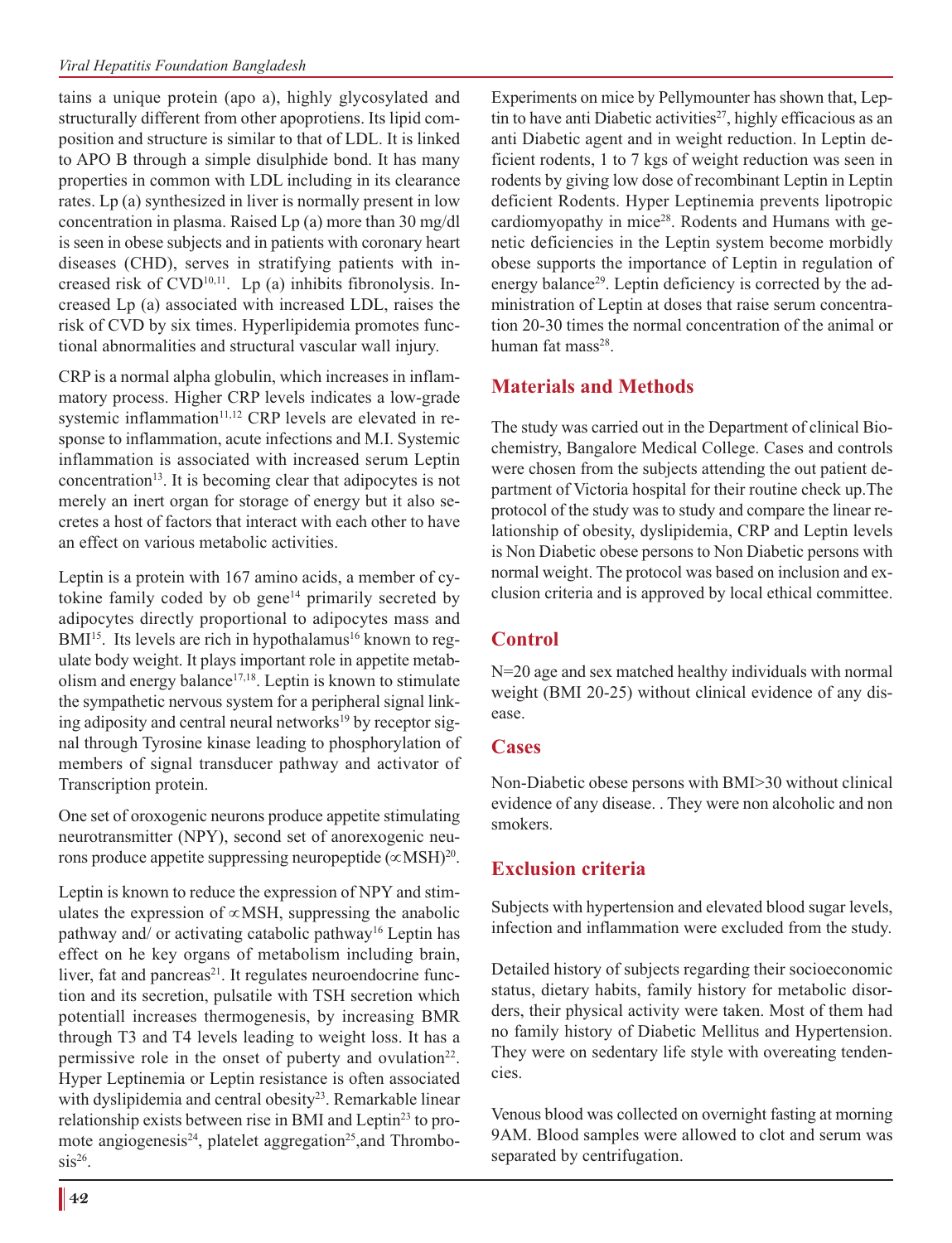tains a unique protein (apo a), highly glycosylated and structurally different from other apoproteins. Its lipid composition and structure is similar to that of LDL. It is linked to APO B through a simple disulphide bond. It has many properties in common with LDL including in its clearance rates. Lp (a) synthesized in liver is normally present in low concentration in plasma. Raised Lp (a) more than 30 mg/dl is seen in obese subjects and in patients with coronary heart diseases (CHD), serves in stratifying patients with increased risk of CVD[10,11]. Lp (a) inhibits fibronolysis. Increased Lp (a) associated with increased LDL, raises the risk of CVD by six times. Hyperlipidemia promotes functional abnormalities and structural vascular wall injury.

CRP is a normal alpha globulin, which increases in inflammatory process. Higher CRP levels indicates a low-grade systemic inflammation[11,12] CRP levels are elevated in response to inflammation, acute infections and M.I. Systemic inflammation is associated with increased serum Leptin concentration[13]. It is becoming clear that adipocytes is not merely an inert organ for storage of energy but it also secretes a host of factors that interact with each other to have an effect on various metabolic activities.

Leptin is a protein with 167 amino acids, a member of cytokine family coded by ob gene[14] primarily secreted by adipocytes directly proportional to adipocytes mass and BMI[15]. Its levels are rich in hypothalamus[16] known to regulate body weight. It plays important role in appetite metabolism and energy balance[17,18]. Leptin is known to stimulate the sympathetic nervous system for a peripheral signal linking adiposity and central neural networks[19] by receptor signal through Tyrosine kinase leading to phosphorylation of members of signal transducer pathway and activator of Transcription protein.

One set of oroxogenic neurons produce appetite stimulating neurotransmitter (NPY), second set of anorexogenic neurons produce appetite suppressing neuropeptide (∝MSH)[20].

Leptin is known to reduce the expression of NPY and stimulates the expression of ∝MSH, suppressing the anabolic pathway and/ or activating catabolic pathway[16] Leptin has effect on he key organs of metabolism including brain, liver, fat and pancreas[21]. It regulates neuroendocrine function and its secretion, pulsatile with TSH secretion which potentiall increases thermogenesis, by increasing BMR through T3 and T4 levels leading to weight loss. It has a permissive role in the onset of puberty and ovulation[22]. Hyper Leptinemia or Leptin resistance is often associated with dyslipidemia and central obesity[23]. Remarkable linear relationship exists between rise in BMI and Leptin[23] to promote angiogenesis[24], platelet aggregation[25],and Thrombosis[26].

Experiments on mice by Pellymounter has shown that, Leptin to have anti Diabetic activities[27], highly efficacious as an anti Diabetic agent and in weight reduction. In Leptin deficient rodents, 1 to 7 kgs of weight reduction was seen in rodents by giving low dose of recombinant Leptin in Leptin deficient Rodents. Hyper Leptinemia prevents lipotropic cardiomyopathy in mice[28]. Rodents and Humans with genetic deficiencies in the Leptin system become morbidly obese supports the importance of Leptin in regulation of energy balance[29]. Leptin deficiency is corrected by the administration of Leptin at doses that raise serum concentration 20-30 times the normal concentration of the animal or human fat mass[28].

## Materials and Methods

The study was carried out in the Department of clinical Biochemistry, Bangalore Medical College. Cases and controls were chosen from the subjects attending the out patient department of Victoria hospital for their routine check up.The protocol of the study was to study and compare the linear relationship of obesity, dyslipidemia, CRP and Leptin levels is Non Diabetic obese persons to Non Diabetic persons with normal weight. The protocol was based on inclusion and exclusion criteria and is approved by local ethical committee.

## Control

N=20 age and sex matched healthy individuals with normal weight (BMI 20-25) without clinical evidence of any disease.

## Cases

Non-Diabetic obese persons with BMI>30 without clinical evidence of any disease. . They were non alcoholic and non smokers.

## Exclusion criteria

Subjects with hypertension and elevated blood sugar levels, infection and inflammation were excluded from the study.

Detailed history of subjects regarding their socioeconomic status, dietary habits, family history for metabolic disorders, their physical activity were taken. Most of them had no family history of Diabetic Mellitus and Hypertension. They were on sedentary life style with overeating tendencies.

Venous blood was collected on overnight fasting at morning 9AM. Blood samples were allowed to clot and serum was separated by centrifugation.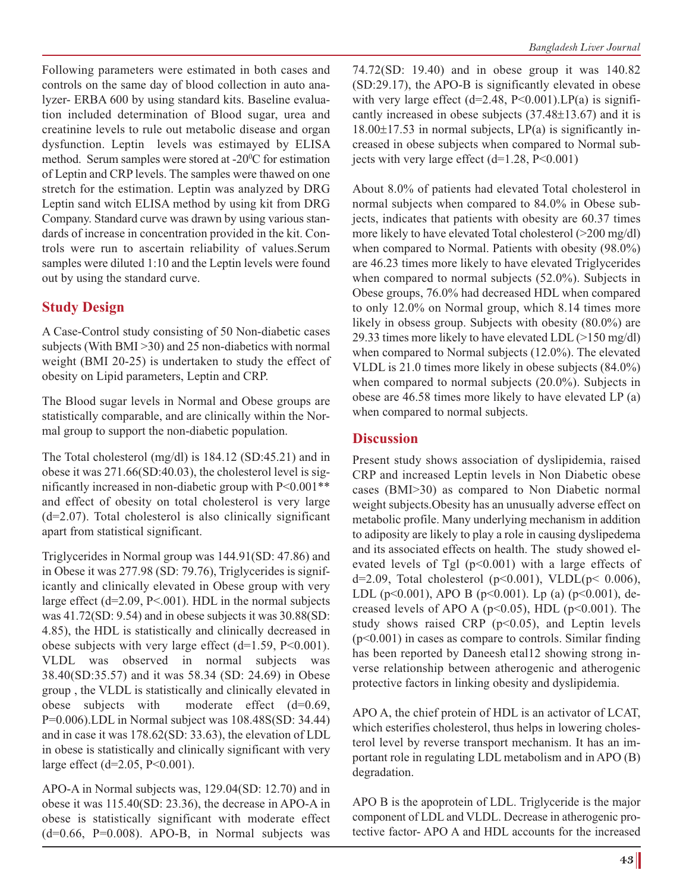Following parameters were estimated in both cases and controls on the same day of blood collection in auto analyzer- ERBA 600 by using standard kits. Baseline evaluation included determination of Blood sugar, urea and creatinine levels to rule out metabolic disease and organ dysfunction. Leptin levels was estimayed by ELISA method. Serum samples were stored at -20$^0$C for estimation of Leptin and CRP levels. The samples were thawed on one stretch for the estimation. Leptin was analyzed by DRG Leptin sand witch ELISA method by using kit from DRG Company. Standard curve was drawn by using various standards of increase in concentration provided in the kit. Controls were run to ascertain reliability of values.Serum samples were diluted 1:10 and the Leptin levels were found out by using the standard curve.

## Study Design

A Case-Control study consisting of 50 Non-diabetic cases subjects (With BMI >30) and 25 non-diabetics with normal weight (BMI 20-25) is undertaken to study the effect of obesity on Lipid parameters, Leptin and CRP.

The Blood sugar levels in Normal and Obese groups are statistically comparable, and are clinically within the Normal group to support the non-diabetic population.

The Total cholesterol (mg/dl) is 184.12 (SD:45.21) and in obese it was 271.66(SD:40.03), the cholesterol level is significantly increased in non-diabetic group with P<0.001** and effect of obesity on total cholesterol is very large (d=2.07). Total cholesterol is also clinically significant apart from statistical significant.

Triglycerides in Normal group was 144.91(SD: 47.86) and in Obese it was 277.98 (SD: 79.76), Triglycerides is significantly and clinically elevated in Obese group with very large effect (d=2.09, P<.001). HDL in the normal subjects was 41.72(SD: 9.54) and in obese subjects it was 30.88(SD: 4.85), the HDL is statistically and clinically decreased in obese subjects with very large effect (d=1.59, P<0.001). VLDL was observed in normal subjects was 38.40(SD:35.57) and it was 58.34 (SD: 24.69) in Obese group , the VLDL is statistically and clinically elevated in obese subjects with moderate effect (d=0.69, P=0.006).LDL in Normal subject was 108.48S(SD: 34.44) and in case it was 178.62(SD: 33.63), the elevation of LDL in obese is statistically and clinically significant with very large effect (d=2.05, P<0.001).

APO-A in Normal subjects was, 129.04(SD: 12.70) and in obese it was 115.40(SD: 23.36), the decrease in APO-A in obese is statistically significant with moderate effect (d=0.66, P=0.008). APO-B, in Normal subjects was 74.72(SD: 19.40) and in obese group it was 140.82 (SD:29.17), the APO-B is significantly elevated in obese with very large effect (d=2.48, P<0.001).LP(a) is significantly increased in obese subjects (37.48±13.67) and it is 18.00±17.53 in normal subjects, LP(a) is significantly increased in obese subjects when compared to Normal subjects with very large effect (d=1.28, P<0.001)

About 8.0% of patients had elevated Total cholesterol in normal subjects when compared to 84.0% in Obese subjects, indicates that patients with obesity are 60.37 times more likely to have elevated Total cholesterol (>200 mg/dl) when compared to Normal. Patients with obesity (98.0%) are 46.23 times more likely to have elevated Triglycerides when compared to normal subjects (52.0%). Subjects in Obese groups, 76.0% had decreased HDL when compared to only 12.0% on Normal group, which 8.14 times more likely in obsess group. Subjects with obesity (80.0%) are 29.33 times more likely to have elevated LDL (>150 mg/dl) when compared to Normal subjects (12.0%). The elevated VLDL is 21.0 times more likely in obese subjects (84.0%) when compared to normal subjects (20.0%). Subjects in obese are 46.58 times more likely to have elevated LP (a) when compared to normal subjects.

## Discussion

Present study shows association of dyslipidemia, raised CRP and increased Leptin levels in Non Diabetic obese cases (BMI>30) as compared to Non Diabetic normal weight subjects.Obesity has an unusually adverse effect on metabolic profile. Many underlying mechanism in addition to adiposity are likely to play a role in causing dyslipedema and its associated effects on health. The study showed elevated levels of Tgl (p<0.001) with a large effects of d=2.09, Total cholesterol (p<0.001), VLDL(p< 0.006), LDL (p<0.001), APO B (p<0.001). Lp (a) (p<0.001), decreased levels of APO A (p<0.05), HDL (p<0.001). The study shows raised CRP (p<0.05), and Leptin levels (p<0.001) in cases as compare to controls. Similar finding has been reported by Daneesh etal12 showing strong inverse relationship between atherogenic and atherogenic protective factors in linking obesity and dyslipidemia.

APO A, the chief protein of HDL is an activator of LCAT, which esterifies cholesterol, thus helps in lowering cholesterol level by reverse transport mechanism. It has an important role in regulating LDL metabolism and in APO (B) degradation.

APO B is the apoprotein of LDL. Triglyceride is the major component of LDL and VLDL. Decrease in atherogenic protective factor- APO A and HDL accounts for the increased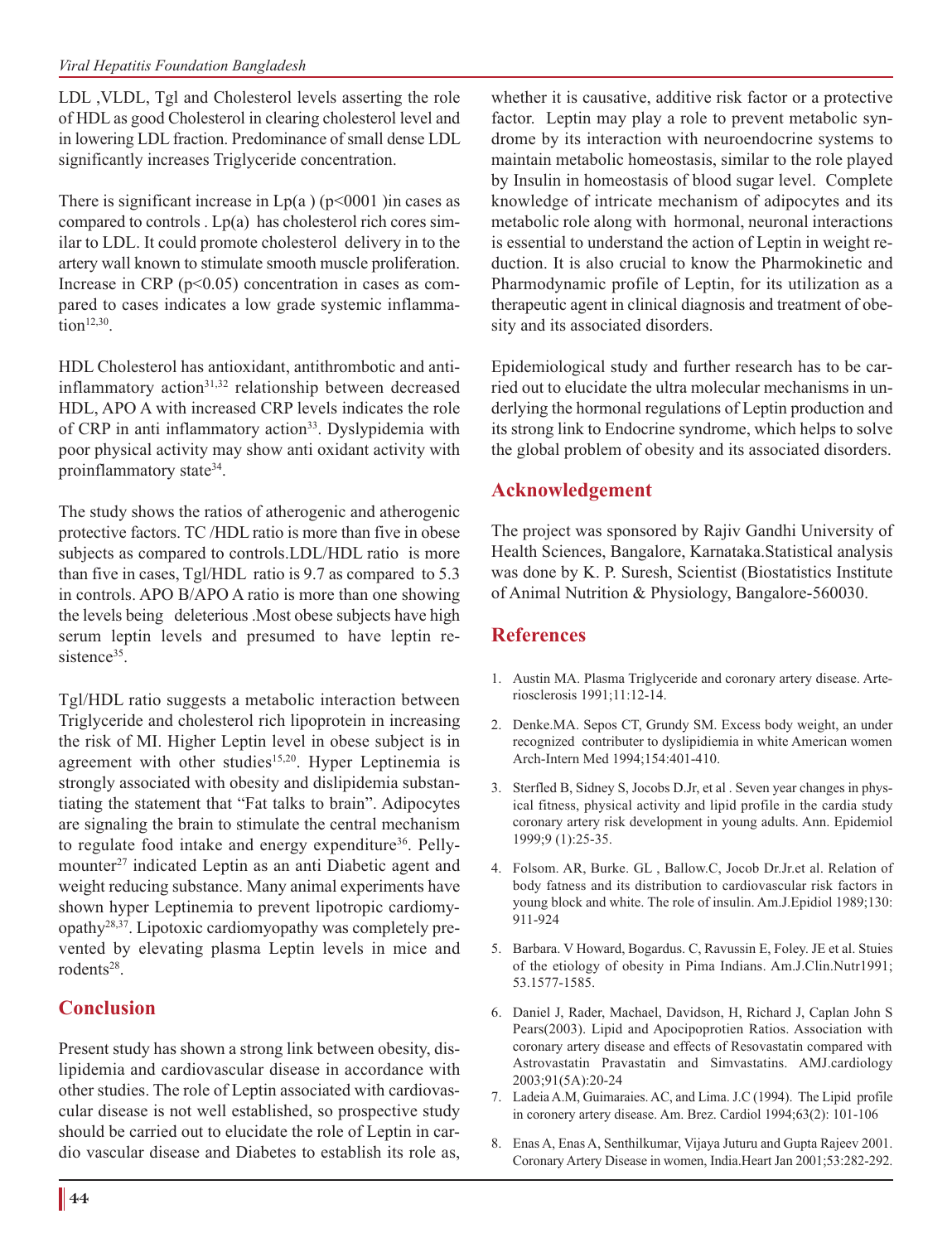LDL ,VLDL, Tgl and Cholesterol levels asserting the role of HDL as good Cholesterol in clearing cholesterol level and in lowering LDL fraction. Predominance of small dense LDL significantly increases Triglyceride concentration.

There is significant increase in Lp(a ) (p<0001 )in cases as compared to controls . Lp(a) has cholesterol rich cores similar to LDL. It could promote cholesterol delivery in to the artery wall known to stimulate smooth muscle proliferation. Increase in CRP (p<0.05) concentration in cases as compared to cases indicates a low grade systemic inflammation[12,30].

HDL Cholesterol has antioxidant, antithrombotic and anti-inflammatory action[31,32] relationship between decreased HDL, APO A with increased CRP levels indicates the role of CRP in anti inflammatory action[33]. Dyslypidemia with poor physical activity may show anti oxidant activity with proinflammatory state[34].

The study shows the ratios of atherogenic and atherogenic protective factors. TC /HDL ratio is more than five in obese subjects as compared to controls.LDL/HDL ratio is more than five in cases, Tgl/HDL ratio is 9.7 as compared to 5.3 in controls. APO B/APO A ratio is more than one showing the levels being deleterious .Most obese subjects have high serum leptin levels and presumed to have leptin resistence[35].

Tgl/HDL ratio suggests a metabolic interaction between Triglyceride and cholesterol rich lipoprotein in increasing the risk of MI. Higher Leptin level in obese subject is in agreement with other studies[15,20]. Hyper Leptinemia is strongly associated with obesity and dislipidemia substantiating the statement that "Fat talks to brain". Adipocytes are signaling the brain to stimulate the central mechanism to regulate food intake and energy expenditure[36]. Pellymounter[27] indicated Leptin as an anti Diabetic agent and weight reducing substance. Many animal experiments have shown hyper Leptinemia to prevent lipotropic cardiomyopathy[28,37]. Lipotoxic cardiomyopathy was completely prevented by elevating plasma Leptin levels in mice and rodents[28].

## Conclusion

Present study has shown a strong link between obesity, dislipidemia and cardiovascular disease in accordance with other studies. The role of Leptin associated with cardiovascular disease is not well established, so prospective study should be carried out to elucidate the role of Leptin in cardio vascular disease and Diabetes to establish its role as, whether it is causative, additive risk factor or a protective factor. Leptin may play a role to prevent metabolic syndrome by its interaction with neuroendocrine systems to maintain metabolic homeostasis, similar to the role played by Insulin in homeostasis of blood sugar level. Complete knowledge of intricate mechanism of adipocytes and its metabolic role along with hormonal, neuronal interactions is essential to understand the action of Leptin in weight reduction. It is also crucial to know the Pharmokinetic and Pharmodynamic profile of Leptin, for its utilization as a therapeutic agent in clinical diagnosis and treatment of obesity and its associated disorders.

Epidemiological study and further research has to be carried out to elucidate the ultra molecular mechanisms in underlying the hormonal regulations of Leptin production and its strong link to Endocrine syndrome, which helps to solve the global problem of obesity and its associated disorders.

## Acknowledgement

The project was sponsored by Rajiv Gandhi University of Health Sciences, Bangalore, Karnataka.Statistical analysis was done by K. P. Suresh, Scientist (Biostatistics Institute of Animal Nutrition & Physiology, Bangalore-560030.

## References

1. Austin MA. Plasma Triglyceride and coronary artery disease. Arteriosclerosis 1991;11:12-14.
2. Denke.MA. Sepos CT, Grundy SM. Excess body weight, an under recognized contributer to dyslipidiemia in white American women Arch-Intern Med 1994;154:401-410.
3. Sterfled B, Sidney S, Jocobs D.Jr, et al . Seven year changes in physical fitness, physical activity and lipid profile in the cardia study coronary artery risk development in young adults. Ann. Epidemiol 1999;9 (1):25-35.
4. Folsom. AR, Burke. GL , Ballow.C, Jocob Dr.Jr.et al. Relation of body fatness and its distribution to cardiovascular risk factors in young block and white. The role of insulin. Am.J.Epidiol 1989;130: 911-924
5. Barbara. V Howard, Bogardus. C, Ravussin E, Foley. JE et al. Stuies of the etiology of obesity in Pima Indians. Am.J.Clin.Nutr1991; 53.1577-1585.
6. Daniel J, Rader, Machael, Davidson, H, Richard J, Caplan John S Pears(2003). Lipid and Apocipoprotien Ratios. Association with coronary artery disease and effects of Resovastatin compared with Astrovastatin Pravastatin and Simvastatins. AMJ.cardiology 2003;91(5A):20-24
7. Ladeia A.M, Guimaraies. AC, and Lima. J.C (1994). The Lipid profile in coronery artery disease. Am. Brez. Cardiol 1994;63(2): 101-106
8. Enas A, Enas A, Senthilkumar, Vijaya Juturu and Gupta Rajeev 2001. Coronary Artery Disease in women, India.Heart Jan 2001;53:282-292.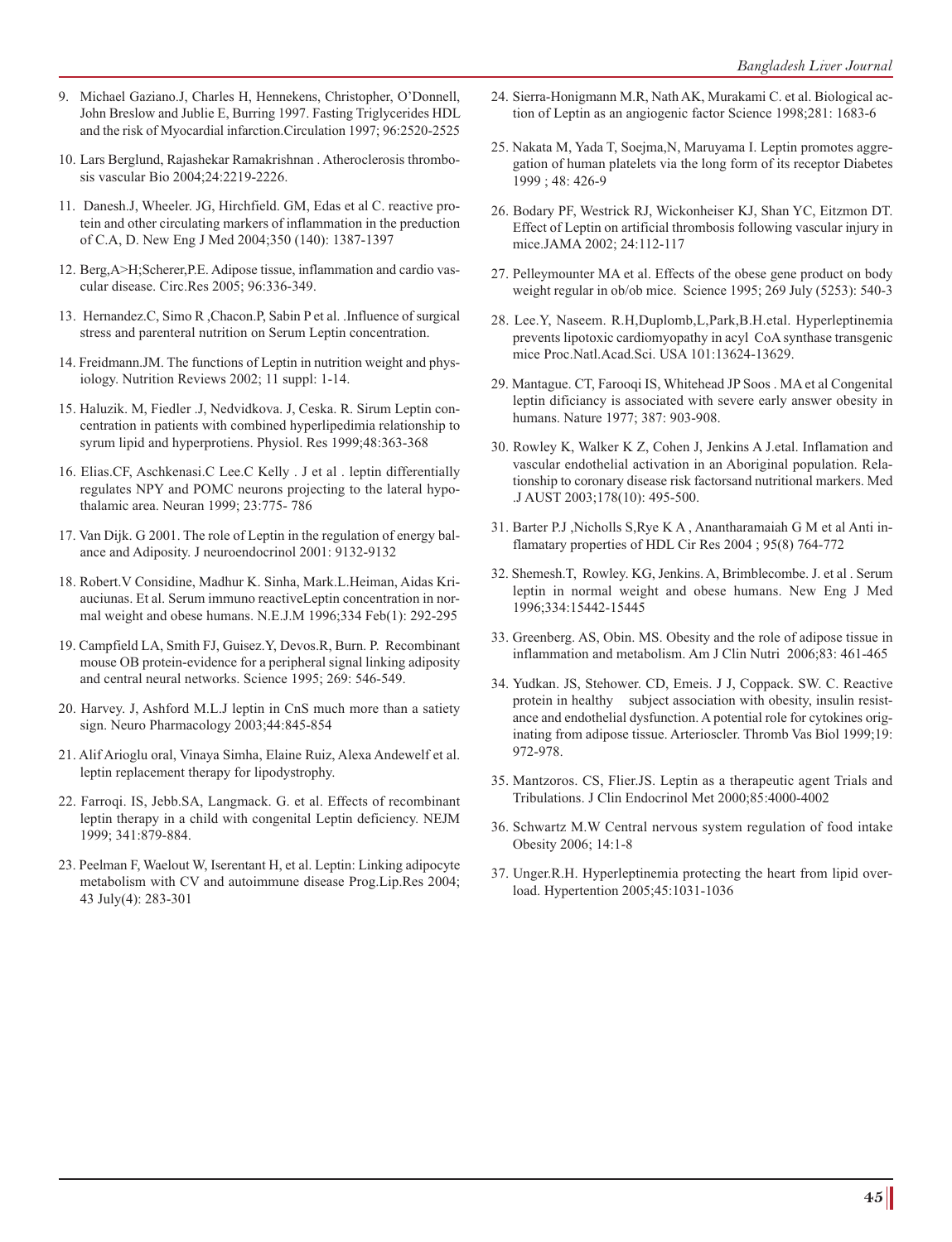9. Michael Gaziano.J, Charles H, Hennekens, Christopher, O'Donnell, John Breslow and Jublie E, Burring 1997. Fasting Triglycerides HDL and the risk of Myocardial infarction.Circulation 1997; 96:2520-2525

10. Lars Berglund, Rajashekar Ramakrishnan . Atherocleorsis thrombosis vascular Bio 2004;24:2219-2226.

11. Danesh.J, Wheeler. JG, Hirchfield. GM, Edas et al C. reactive protein and other circulating markers of inflammation in the preduction of C.A, D. New Eng J Med 2004;350 (140): 1387-1397

12. Berg,A>H;Scherer,P.E. Adipose tissue, inflammation and cardio vascular disease. Circ.Res 2005; 96:336-349.

13. Hernandez.C, Simo R ,Chacon.P, Sabin P et al. .Influence of surgical stress and parenteral nutrition on Serum Leptin concentration.

14. Freidmann.JM. The functions of Leptin in nutrition weight and physiology. Nutrition Reviews 2002; 11 suppl: 1-14.

15. Haluzik. M, Fiedler .J, Nedvidkova. J, Ceska. R. Sirum Leptin concentration in patients with combined hyperlipedimia relationship to syrum lipid and hyperprotiens. Physiol. Res 1999;48:363-368

16. Elias.CF, Aschkenasi.C Lee.C Kelly . J et al . leptin differentially regulates NPY and POMC neurons projecting to the lateral hypothalamic area. Neuran 1999; 23:775- 786

17. Van Dijk. G 2001. The role of Leptin in the regulation of energy balance and Adiposity. J neuroendocrinol 2001: 9132-9132

18. Robert.V Considine, Madhur K. Sinha, Mark.L.Heiman, Aidas Kriauciunas. Et al. Serum immuno reactiveLeptin concentration in normal weight and obese humans. N.E.J.M 1996;334 Feb(1): 292-295

19. Campfield LA, Smith FJ, Guisez.Y, Devos.R, Burn. P. Recombinant mouse OB protein-evidence for a peripheral signal linking adiposity and central neural networks. Science 1995; 269: 546-549.

20. Harvey. J, Ashford M.L.J leptin in CnS much more than a satiety sign. Neuro Pharmacology 2003;44:845-854

21. Alif Arioglu oral, Vinaya Simha, Elaine Ruiz, Alexa Andewelf et al. leptin replacement therapy for lipodystrophy.

22. Farroqi. IS, Jebb.SA, Langmack. G. et al. Effects of recombinant leptin therapy in a child with congenital Leptin deficiency. NEJM 1999; 341:879-884.

23. Peelman F, Waelout W, Iserentant H, et al. Leptin: Linking adipocyte metabolism with CV and autoimmune disease Prog.Lip.Res 2004; 43 July(4): 283-301

24. Sierra-Honigmann M.R, Nath AK, Murakami C. et al. Biological action of Leptin as an angiogenic factor Science 1998;281: 1683-6

25. Nakata M, Yada T, Soejma,N, Maruyama I. Leptin promotes aggregation of human platelets via the long form of its receptor Diabetes 1999 ; 48: 426-9

26. Bodary PF, Westrick RJ, Wickonheiser KJ, Shan YC, Eitzmon DT. Effect of Leptin on artificial thrombosis following vascular injury in mice.JAMA 2002; 24:112-117

27. Pelleymounter MA et al. Effects of the obese gene product on body weight regular in ob/ob mice. Science 1995; 269 July (5253): 540-3

28. Lee.Y, Naseem. R.H,Duplomb,L,Park,B.H.etal. Hyperleptinemia prevents lipotoxic cardiomyopathy in acyl CoA synthase transgenic mice Proc.Natl.Acad.Sci. USA 101:13624-13629.

29. Mantague. CT, Farooqi IS, Whitehead JP Soos . MA et al Congenital leptin dificiancy is associated with severe early answer obesity in humans. Nature 1977; 387: 903-908.

30. Rowley K, Walker K Z, Cohen J, Jenkins A J.etal. Inflamation and vascular endothelial activation in an Aboriginal population. Relationship to coronary disease risk factorsand nutritional markers. Med .J AUST 2003;178(10): 495-500.

31. Barter P.J ,Nicholls S,Rye K A , Anantharamaiah G M et al Anti inflamatary properties of HDL Cir Res 2004 ; 95(8) 764-772

32. Shemesh.T, Rowley. KG, Jenkins. A, Brimblecombe. J. et al . Serum leptin in normal weight and obese humans. New Eng J Med 1996;334:15442-15445

33. Greenberg. AS, Obin. MS. Obesity and the role of adipose tissue in inflammation and metabolism. Am J Clin Nutri 2006;83: 461-465

34. Yudkan. JS, Stehower. CD, Emeis. J J, Coppack. SW. C. Reactive protein in healthy subject association with obesity, insulin resistance and endothelial dysfunction. A potential role for cytokines originating from adipose tissue. Arterioscler. Thromb Vas Biol 1999;19: 972-978.

35. Mantzoros. CS, Flier.JS. Leptin as a therapeutic agent Trials and Tribulations. J Clin Endocrinol Met 2000;85:4000-4002

36. Schwartz M.W Central nervous system regulation of food intake Obesity 2006; 14:1-8

37. Unger.R.H. Hyperleptinemia protecting the heart from lipid overload. Hypertention 2005;45:1031-1036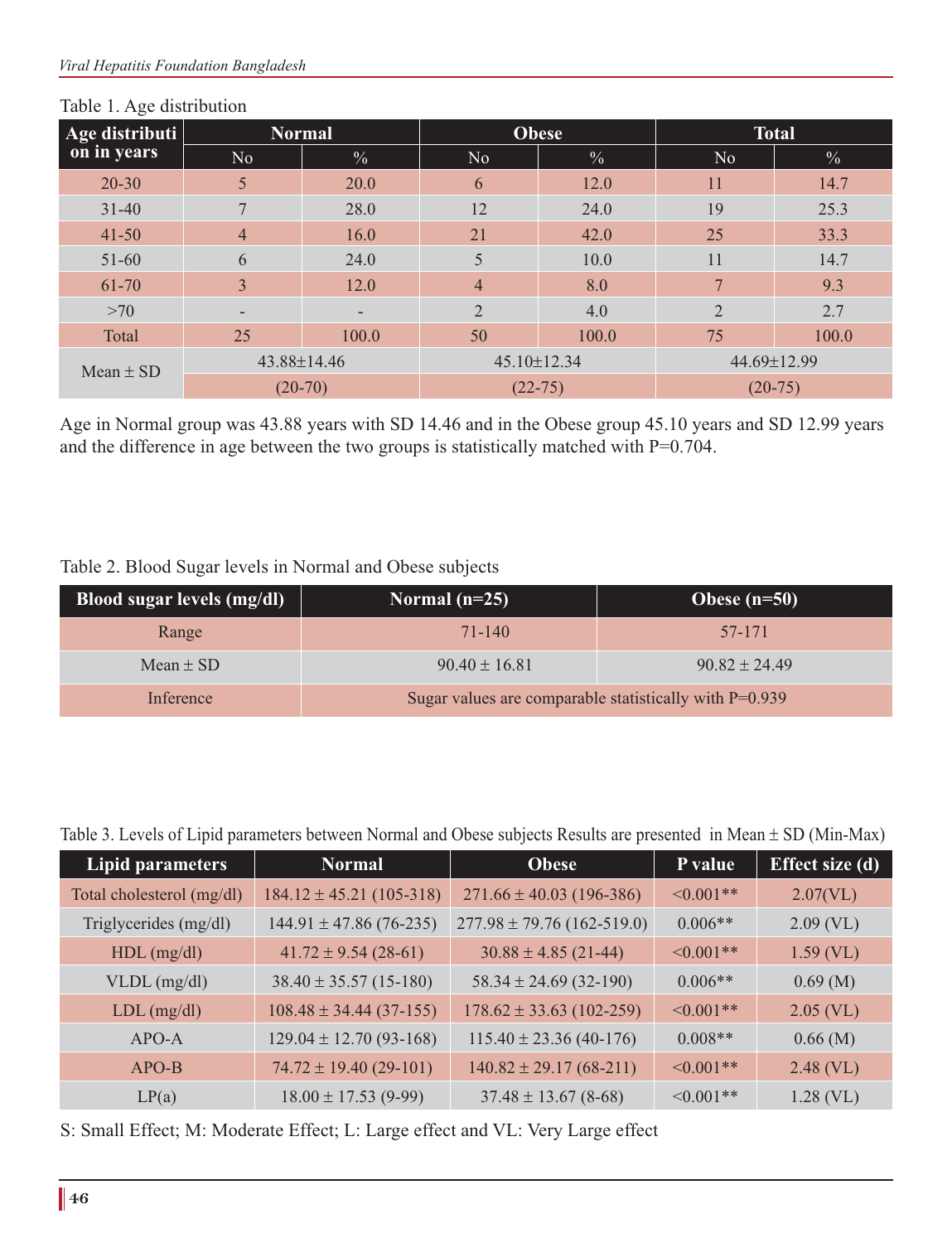Table 1. Age distribution

| Age distribution in years | Normal | | Obese | | Total | |
|---|---|---|---|---|---|---|
| | No | % | No | % | No | % |
| 20-30 | 5 | 20.0 | 6 | 12.0 | 11 | 14.7 |
| 31-40 | 7 | 28.0 | 12 | 24.0 | 19 | 25.3 |
| 41-50 | 4 | 16.0 | 21 | 42.0 | 25 | 33.3 |
| 51-60 | 6 | 24.0 | 5 | 10.0 | 11 | 14.7 |
| 61-70 | 3 | 12.0 | 4 | 8.0 | 7 | 9.3 |
| >70 | - | - | 2 | 4.0 | 2 | 2.7 |
| Total | 25 | 100.0 | 50 | 100.0 | 75 | 100.0 |
| Mean ± SD | 43.88±14.46 | | 45.10±12.34 | | 44.69±12.99 | |
| | (20-70) | | (22-75) | | (20-75) | |

Age in Normal group was 43.88 years with SD 14.46 and in the Obese group 45.10 years and SD 12.99 years and the difference in age between the two groups is statistically matched with P=0.704.

Table 2. Blood Sugar levels in Normal and Obese subjects

| Blood sugar levels (mg/dl) | Normal (n=25) | Obese (n=50) |
|---|---|---|
| Range | 71-140 | 57-171 |
| Mean ± SD | 90.40 ± 16.81 | 90.82 ± 24.49 |
| Inference | Sugar values are comparable statistically with P=0.939 | |

Table 3. Levels of Lipid parameters between Normal and Obese subjects Results are presented in Mean ± SD (Min-Max)

| Lipid parameters | Normal | Obese | P value | Effect size (d) |
|---|---|---|---|---|
| Total cholesterol (mg/dl) | 184.12 ± 45.21 (105-318) | 271.66 ± 40.03 (196-386) | <0.001** | 2.07(VL) |
| Triglycerides (mg/dl) | 144.91 ± 47.86 (76-235) | 277.98 ± 79.76 (162-519.0) | 0.006** | 2.09 (VL) |
| HDL (mg/dl) | 41.72 ± 9.54 (28-61) | 30.88 ± 4.85 (21-44) | <0.001** | 1.59 (VL) |
| VLDL (mg/dl) | 38.40 ± 35.57 (15-180) | 58.34 ± 24.69 (32-190) | 0.006** | 0.69 (M) |
| LDL (mg/dl) | 108.48 ± 34.44 (37-155) | 178.62 ± 33.63 (102-259) | <0.001** | 2.05 (VL) |
| APO-A | 129.04 ± 12.70 (93-168) | 115.40 ± 23.36 (40-176) | 0.008** | 0.66 (M) |
| APO-B | 74.72 ± 19.40 (29-101) | 140.82 ± 29.17 (68-211) | <0.001** | 2.48 (VL) |
| LP(a) | 18.00 ± 17.53 (9-99) | 37.48 ± 13.67 (8-68) | <0.001** | 1.28 (VL) |

S: Small Effect; M: Moderate Effect; L: Large effect and VL: Very Large effect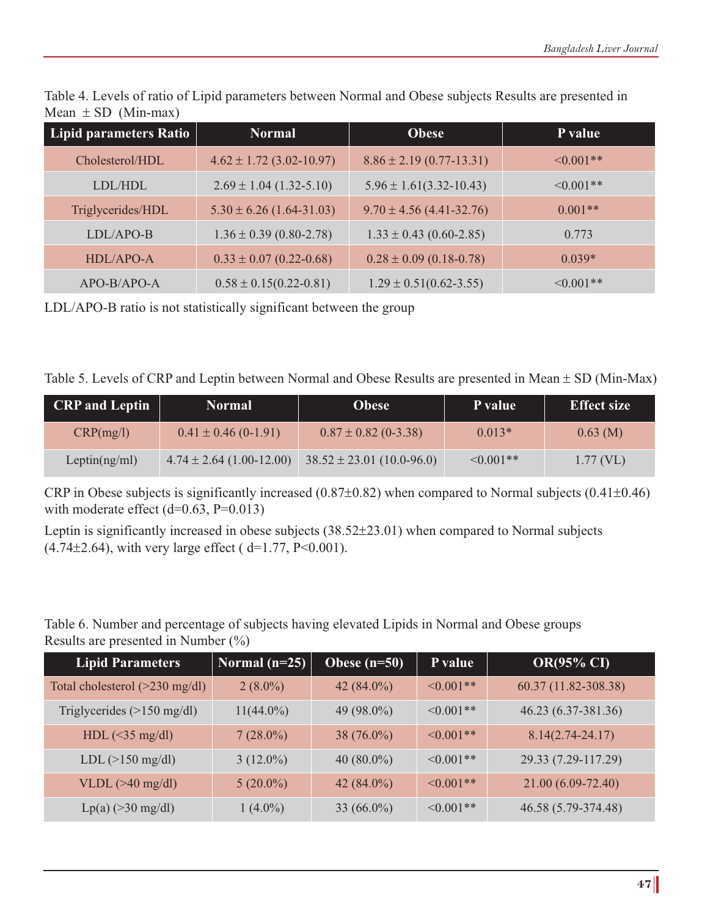Table 4. Levels of ratio of Lipid parameters between Normal and Obese subjects Results are presented in Mean ± SD (Min-max)

| Lipid parameters Ratio | Normal | Obese | P value |
|---|---|---|---|
| Cholesterol/HDL | 4.62 ± 1.72 (3.02-10.97) | 8.86 ± 2.19 (0.77-13.31) | <0.001** |
| LDL/HDL | 2.69 ± 1.04 (1.32-5.10) | 5.96 ± 1.61(3.32-10.43) | <0.001** |
| Triglycerides/HDL | 5.30 ± 6.26 (1.64-31.03) | 9.70 ± 4.56 (4.41-32.76) | 0.001** |
| LDL/APO-B | 1.36 ± 0.39 (0.80-2.78) | 1.33 ± 0.43 (0.60-2.85) | 0.773 |
| HDL/APO-A | 0.33 ± 0.07 (0.22-0.68) | 0.28 ± 0.09 (0.18-0.78) | 0.039* |
| APO-B/APO-A | 0.58 ± 0.15(0.22-0.81) | 1.29 ± 0.51(0.62-3.55) | <0.001** |

LDL/APO-B ratio is not statistically significant between the group

Table 5. Levels of CRP and Leptin between Normal and Obese Results are presented in Mean ± SD (Min-Max)

| CRP and Leptin | Normal | Obese | P value | Effect size |
|---|---|---|---|---|
| CRP(mg/l) | 0.41 ± 0.46 (0-1.91) | 0.87 ± 0.82 (0-3.38) | 0.013* | 0.63 (M) |
| Leptin(ng/ml) | 4.74 ± 2.64 (1.00-12.00) | 38.52 ± 23.01 (10.0-96.0) | <0.001** | 1.77 (VL) |

CRP in Obese subjects is significantly increased (0.87±0.82) when compared to Normal subjects (0.41±0.46) with moderate effect (d=0.63, P=0.013)

Leptin is significantly increased in obese subjects (38.52±23.01) when compared to Normal subjects (4.74±2.64), with very large effect ( d=1.77, P<0.001).

Table 6. Number and percentage of subjects having elevated Lipids in Normal and Obese groups Results are presented in Number (%)

| Lipid Parameters | Normal (n=25) | Obese (n=50) | P value | OR(95% CI) |
|---|---|---|---|---|
| Total cholesterol (>230 mg/dl) | 2 (8.0%) | 42 (84.0%) | <0.001** | 60.37 (11.82-308.38) |
| Triglycerides (>150 mg/dl) | 11(44.0%) | 49 (98.0%) | <0.001** | 46.23 (6.37-381.36) |
| HDL (<35 mg/dl) | 7 (28.0%) | 38 (76.0%) | <0.001** | 8.14(2.74-24.17) |
| LDL (>150 mg/dl) | 3 (12.0%) | 40 (80.0%) | <0.001** | 29.33 (7.29-117.29) |
| VLDL (>40 mg/dl) | 5 (20.0%) | 42 (84.0%) | <0.001** | 21.00 (6.09-72.40) |
| Lp(a) (>30 mg/dl) | 1 (4.0%) | 33 (66.0%) | <0.001** | 46.58 (5.79-374.48) |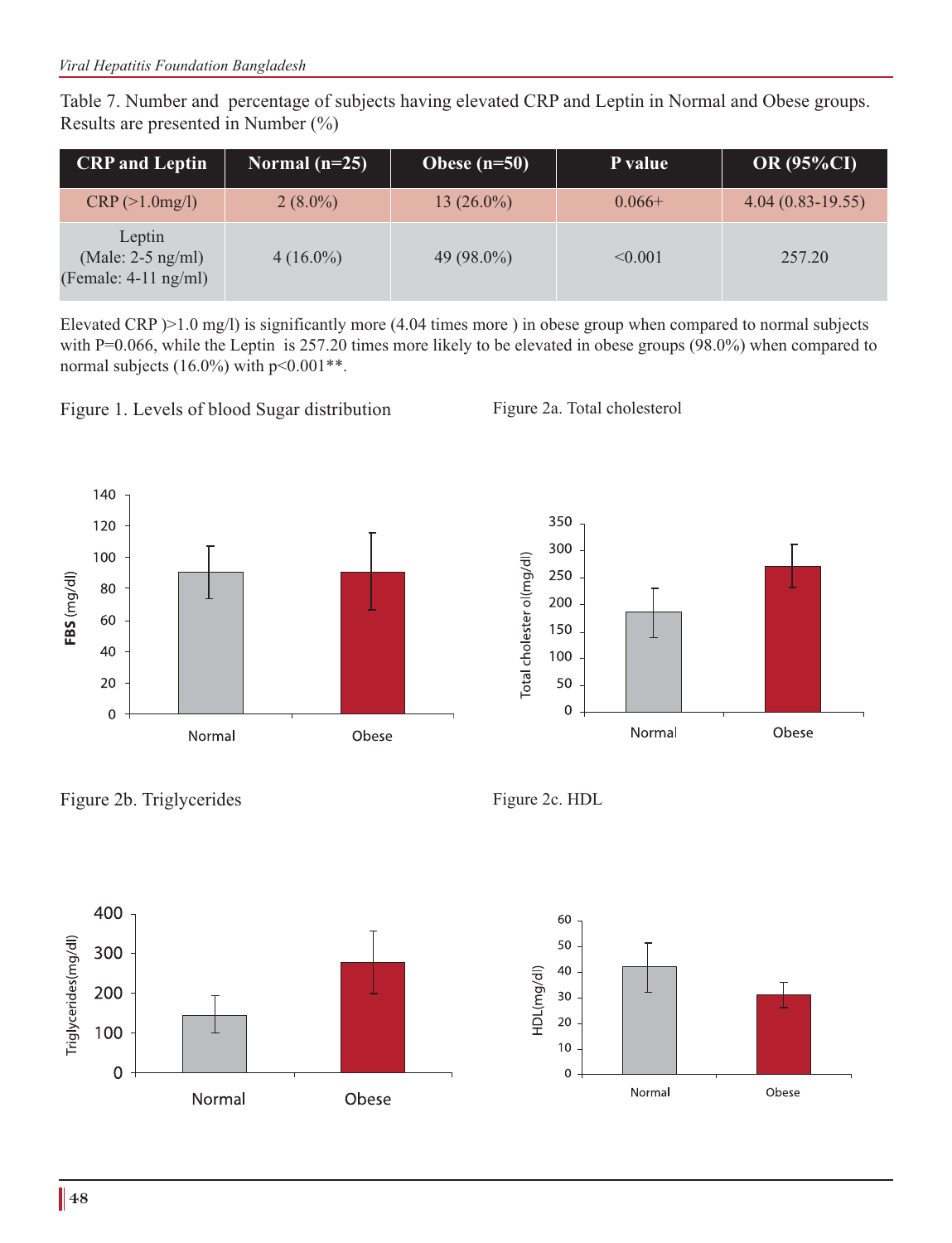Table 7. Number and percentage of subjects having elevated CRP and Leptin in Normal and Obese groups. Results are presented in Number (%)

| CRP and Leptin | Normal (n=25) | Obese (n=50) | P value | OR (95%CI) |
|---|---|---|---|---|
| CRP (>1.0mg/l) | 2 (8.0%) | 13 (26.0%) | 0.066+ | 4.04 (0.83-19.55) |
| Leptin (Male: 2-5 ng/ml) (Female: 4-11 ng/ml) | 4 (16.0%) | 49 (98.0%) | <0.001 | 257.20 |

Elevated CRP )>1.0 mg/l) is significantly more (4.04 times more ) in obese group when compared to normal subjects with P=0.066, while the Leptin is 257.20 times more likely to be elevated in obese groups (98.0%) when compared to normal subjects (16.0%) with p<0.001**.

Figure 1. Levels of blood Sugar distribution

Figure 2a. Total cholesterol

Figure 2b. Triglycerides

Figure 2c. HDL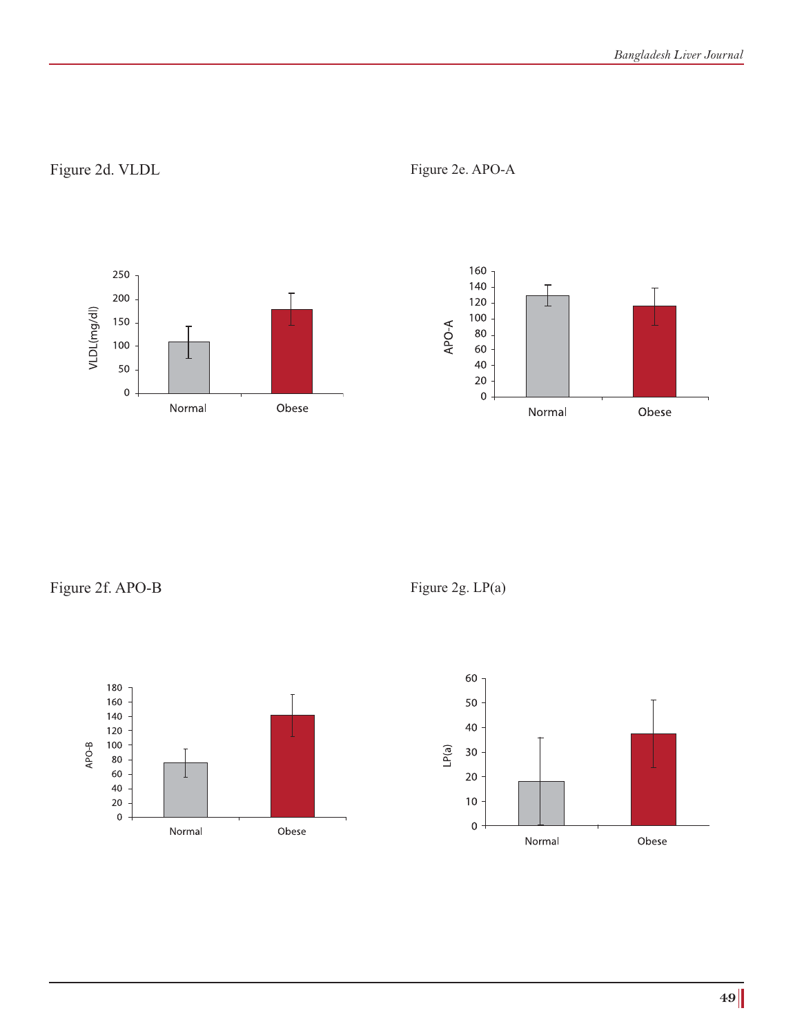Figure 2d. VLDL

Figure 2e. APO-A

Figure 2f. APO-B

Figure 2g. LP(a)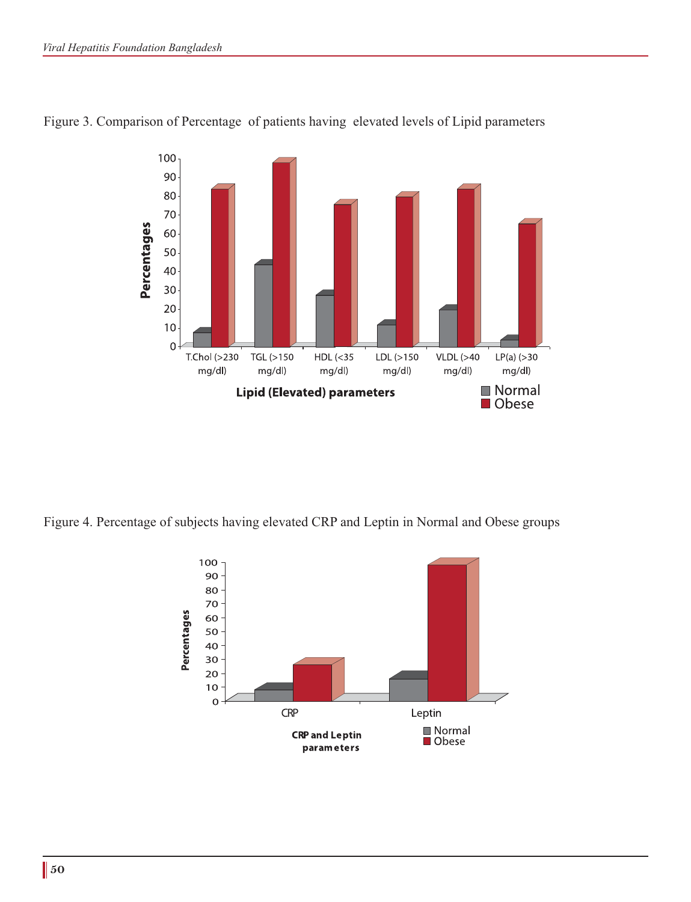Figure 3. Comparison of Percentage of patients having elevated levels of Lipid parameters

Percentages

100
90
80
70
60
50
40
30
20
10
0

T.Chol (>230 mg/dl)
TGL (>150 mg/dl)
HDL (<35 mg/dl)
LDL (>150 mg/dl)
VLDL (>40 mg/dl)
LP(a) (>30 mg/dl)

Lipid (Elevated) parameters

Normal
Obese

Figure 4. Percentage of subjects having elevated CRP and Leptin in Normal and Obese groups

Percentages

100
90
80
70
60
50
40
30
20
10
0

CRP
Leptin

CRP and Leptin parameters

Normal
Obese